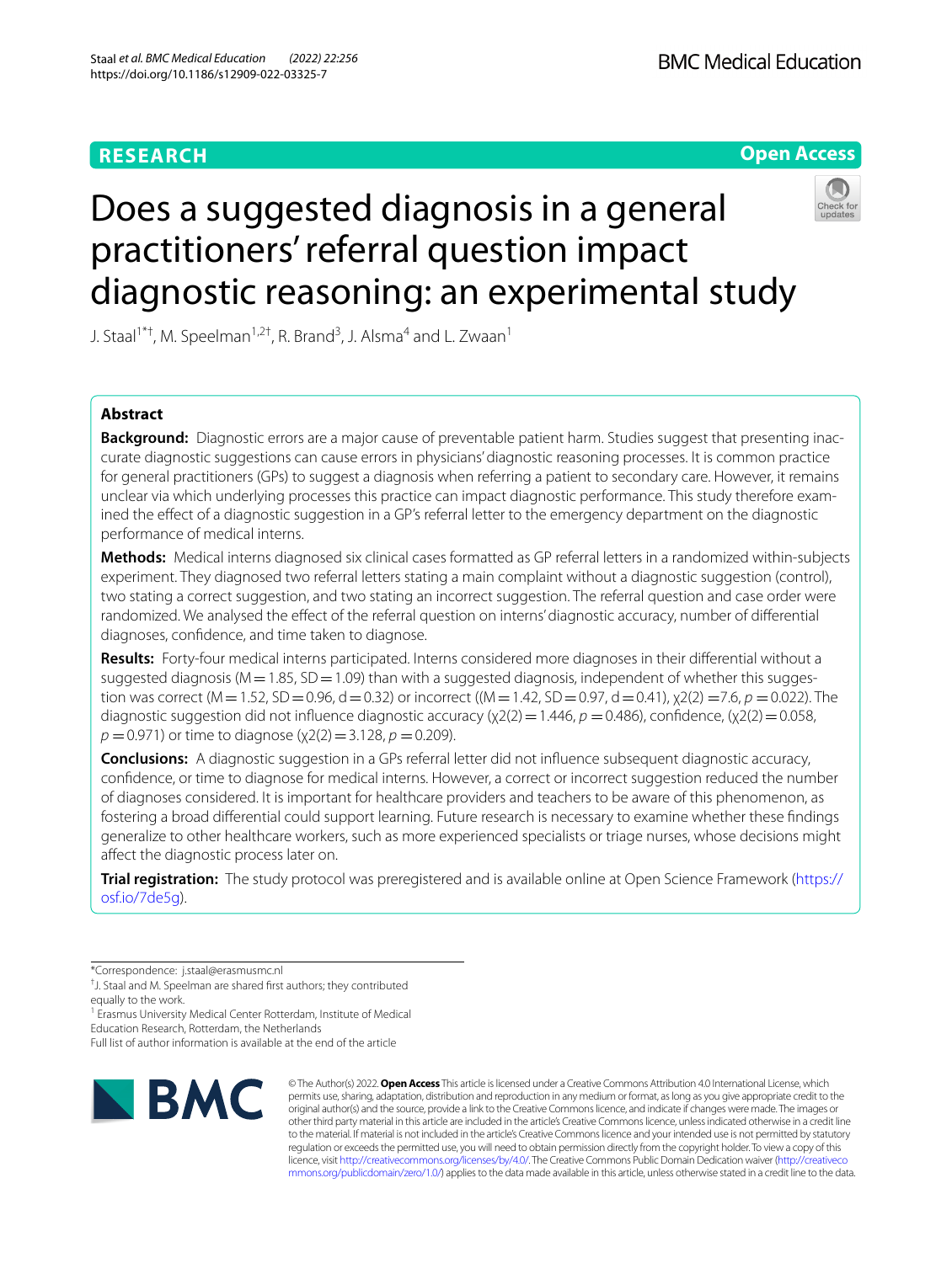RESEARCH

Open Access

# Does a suggested diagnosis in a general practitioners' referral question impact diagnostic reasoning: an experimental study

J. Staal[1*†], M. Speelman[1,2†], R. Brand[3], J. Alsma[4] and L. Zwaan[1]

## Abstract

**Background:** Diagnostic errors are a major cause of preventable patient harm. Studies suggest that presenting inaccurate diagnostic suggestions can cause errors in physicians' diagnostic reasoning processes. It is common practice for general practitioners (GPs) to suggest a diagnosis when referring a patient to secondary care. However, it remains unclear via which underlying processes this practice can impact diagnostic performance. This study therefore examined the effect of a diagnostic suggestion in a GP's referral letter to the emergency department on the diagnostic performance of medical interns.

**Methods:** Medical interns diagnosed six clinical cases formatted as GP referral letters in a randomized within-subjects experiment. They diagnosed two referral letters stating a main complaint without a diagnostic suggestion (control), two stating a correct suggestion, and two stating an incorrect suggestion. The referral question and case order were randomized. We analysed the effect of the referral question on interns' diagnostic accuracy, number of differential diagnoses, confidence, and time taken to diagnose.

**Results:** Forty-four medical interns participated. Interns considered more diagnoses in their differential without a suggested diagnosis ($M = 1.85$, $SD = 1.09$) than with a suggested diagnosis, independent of whether this suggestion was correct ($M = 1.52$, $SD = 0.96$, $d = 0.32$) or incorrect (($M = 1.42$, $SD = 0.97$, $d = 0.41$), $\chi^2(2) = 7.6$, $p = 0.022$). The diagnostic suggestion did not influence diagnostic accuracy ($\chi^2(2) = 1.446$, $p = 0.486$), confidence, ($\chi^2(2) = 0.058$, $p = 0.971$) or time to diagnose ($\chi^2(2) = 3.128$, $p = 0.209$).

**Conclusions:** A diagnostic suggestion in a GPs referral letter did not influence subsequent diagnostic accuracy, confidence, or time to diagnose for medical interns. However, a correct or incorrect suggestion reduced the number of diagnoses considered. It is important for healthcare providers and teachers to be aware of this phenomenon, as fostering a broad differential could support learning. Future research is necessary to examine whether these findings generalize to other healthcare workers, such as more experienced specialists or triage nurses, whose decisions might affect the diagnostic process later on.

**Trial registration:** The study protocol was preregistered and is available online at Open Science Framework (https://osf.io/7de5g).

*Correspondence: j.staal@erasmusmc.nl

†J. Staal and M. Speelman are shared first authors; they contributed equally to the work.

[1] Erasmus University Medical Center Rotterdam, Institute of Medical Education Research, Rotterdam, the Netherlands

Full list of author information is available at the end of the article

© The Author(s) 2022. **Open Access** This article is licensed under a Creative Commons Attribution 4.0 International License, which permits use, sharing, adaptation, distribution and reproduction in any medium or format, as long as you give appropriate credit to the original author(s) and the source, provide a link to the Creative Commons licence, and indicate if changes were made. The images or other third party material in this article are included in the article's Creative Commons licence, unless indicated otherwise in a credit line to the material. If material is not included in the article's Creative Commons licence and your intended use is not permitted by statutory regulation or exceeds the permitted use, you will need to obtain permission directly from the copyright holder. To view a copy of this licence, visit http://creativecommons.org/licenses/by/4.0/. The Creative Commons Public Domain Dedication waiver (http://creativecommons.org/publicdomain/zero/1.0/) applies to the data made available in this article, unless otherwise stated in a credit line to the data.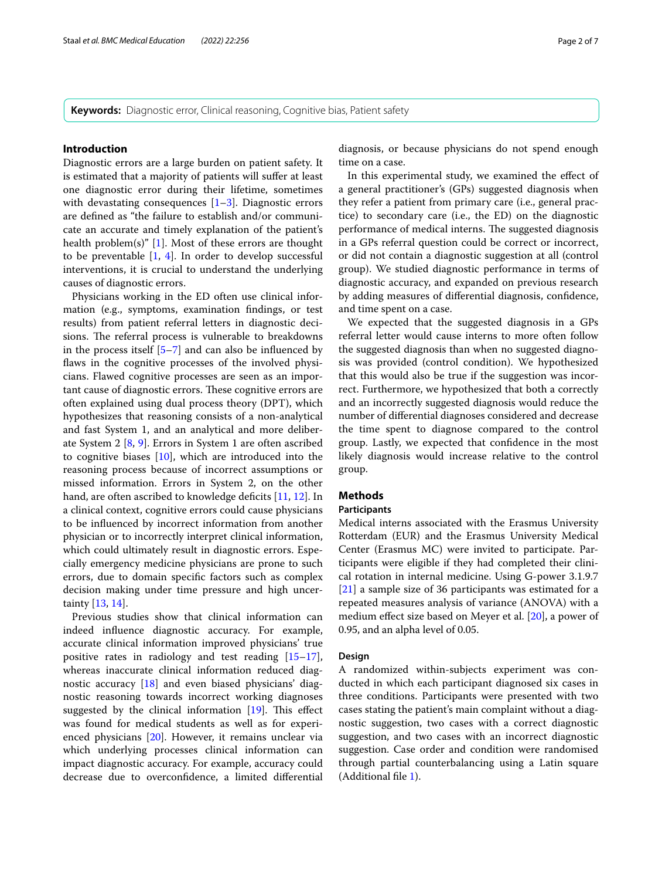**Keywords:** Diagnostic error, Clinical reasoning, Cognitive bias, Patient safety

## Introduction

Diagnostic errors are a large burden on patient safety. It is estimated that a majority of patients will suffer at least one diagnostic error during their lifetime, sometimes with devastating consequences [1–3]. Diagnostic errors are defined as "the failure to establish and/or communicate an accurate and timely explanation of the patient's health problem(s)" [1]. Most of these errors are thought to be preventable [1, 4]. In order to develop successful interventions, it is crucial to understand the underlying causes of diagnostic errors.

Physicians working in the ED often use clinical information (e.g., symptoms, examination findings, or test results) from patient referral letters in diagnostic decisions. The referral process is vulnerable to breakdowns in the process itself [5–7] and can also be influenced by flaws in the cognitive processes of the involved physicians. Flawed cognitive processes are seen as an important cause of diagnostic errors. These cognitive errors are often explained using dual process theory (DPT), which hypothesizes that reasoning consists of a non-analytical and fast System 1, and an analytical and more deliberate System 2 [8, 9]. Errors in System 1 are often ascribed to cognitive biases [10], which are introduced into the reasoning process because of incorrect assumptions or missed information. Errors in System 2, on the other hand, are often ascribed to knowledge deficits [11, 12]. In a clinical context, cognitive errors could cause physicians to be influenced by incorrect information from another physician or to incorrectly interpret clinical information, which could ultimately result in diagnostic errors. Especially emergency medicine physicians are prone to such errors, due to domain specific factors such as complex decision making under time pressure and high uncertainty [13, 14].

Previous studies show that clinical information can indeed influence diagnostic accuracy. For example, accurate clinical information improved physicians' true positive rates in radiology and test reading [15–17], whereas inaccurate clinical information reduced diagnostic accuracy [18] and even biased physicians' diagnostic reasoning towards incorrect working diagnoses suggested by the clinical information [19]. This effect was found for medical students as well as for experienced physicians [20]. However, it remains unclear via which underlying processes clinical information can impact diagnostic accuracy. For example, accuracy could decrease due to overconfidence, a limited differential diagnosis, or because physicians do not spend enough time on a case.

In this experimental study, we examined the effect of a general practitioner's (GPs) suggested diagnosis when they refer a patient from primary care (i.e., general practice) to secondary care (i.e., the ED) on the diagnostic performance of medical interns. The suggested diagnosis in a GPs referral question could be correct or incorrect, or did not contain a diagnostic suggestion at all (control group). We studied diagnostic performance in terms of diagnostic accuracy, and expanded on previous research by adding measures of differential diagnosis, confidence, and time spent on a case.

We expected that the suggested diagnosis in a GPs referral letter would cause interns to more often follow the suggested diagnosis than when no suggested diagnosis was provided (control condition). We hypothesized that this would also be true if the suggestion was incorrect. Furthermore, we hypothesized that both a correctly and an incorrectly suggested diagnosis would reduce the number of differential diagnoses considered and decrease the time spent to diagnose compared to the control group. Lastly, we expected that confidence in the most likely diagnosis would increase relative to the control group.

## Methods

### Participants

Medical interns associated with the Erasmus University Rotterdam (EUR) and the Erasmus University Medical Center (Erasmus MC) were invited to participate. Participants were eligible if they had completed their clinical rotation in internal medicine. Using G-power 3.1.9.7 [21] a sample size of 36 participants was estimated for a repeated measures analysis of variance (ANOVA) with a medium effect size based on Meyer et al. [20], a power of 0.95, and an alpha level of 0.05.

### Design

A randomized within-subjects experiment was conducted in which each participant diagnosed six cases in three conditions. Participants were presented with two cases stating the patient's main complaint without a diagnostic suggestion, two cases with a correct diagnostic suggestion, and two cases with an incorrect diagnostic suggestion. Case order and condition were randomised through partial counterbalancing using a Latin square (Additional file 1).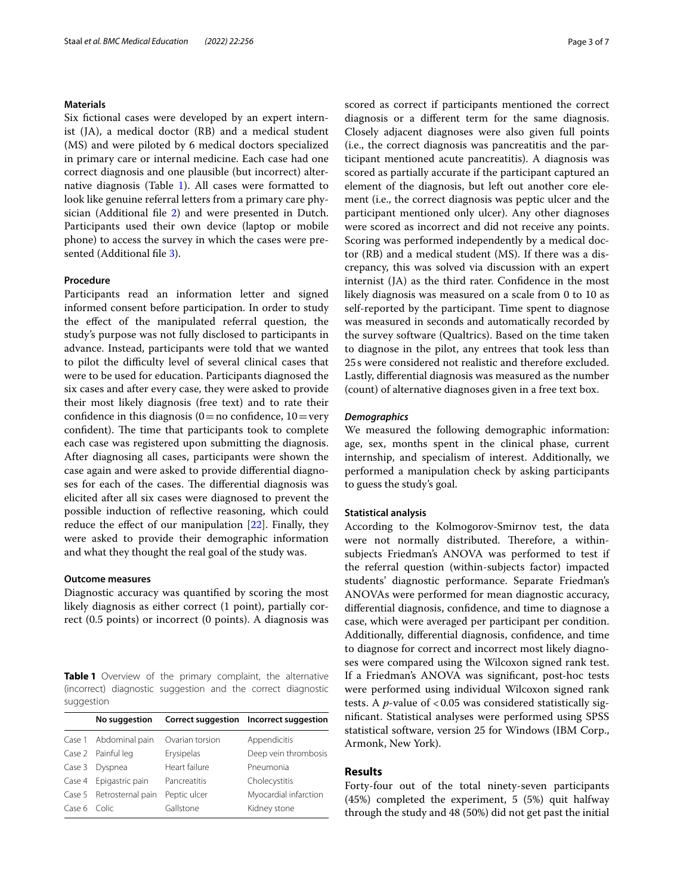### Materials

Six fictional cases were developed by an expert internist (JA), a medical doctor (RB) and a medical student (MS) and were piloted by 6 medical doctors specialized in primary care or internal medicine. Each case had one correct diagnosis and one plausible (but incorrect) alternative diagnosis (Table 1). All cases were formatted to look like genuine referral letters from a primary care physician (Additional file 2) and were presented in Dutch. Participants used their own device (laptop or mobile phone) to access the survey in which the cases were presented (Additional file 3).

### Procedure

Participants read an information letter and signed informed consent before participation. In order to study the effect of the manipulated referral question, the study's purpose was not fully disclosed to participants in advance. Instead, participants were told that we wanted to pilot the difficulty level of several clinical cases that were to be used for education. Participants diagnosed the six cases and after every case, they were asked to provide their most likely diagnosis (free text) and to rate their confidence in this diagnosis (0 = no confidence, 10 = very confident). The time that participants took to complete each case was registered upon submitting the diagnosis. After diagnosing all cases, participants were shown the case again and were asked to provide differential diagnoses for each of the cases. The differential diagnosis was elicited after all six cases were diagnosed to prevent the possible induction of reflective reasoning, which could reduce the effect of our manipulation [22]. Finally, they were asked to provide their demographic information and what they thought the real goal of the study was.

### Outcome measures

Diagnostic accuracy was quantified by scoring the most likely diagnosis as either correct (1 point), partially correct (0.5 points) or incorrect (0 points). A diagnosis was scored as correct if participants mentioned the correct diagnosis or a different term for the same diagnosis. Closely adjacent diagnoses were also given full points (i.e., the correct diagnosis was pancreatitis and the participant mentioned acute pancreatitis). A diagnosis was scored as partially accurate if the participant captured an element of the diagnosis, but left out another core element (i.e., the correct diagnosis was peptic ulcer and the participant mentioned only ulcer). Any other diagnoses were scored as incorrect and did not receive any points. Scoring was performed independently by a medical doctor (RB) and a medical student (MS). If there was a discrepancy, this was solved via discussion with an expert internist (JA) as the third rater. Confidence in the most likely diagnosis was measured on a scale from 0 to 10 as self-reported by the participant. Time spent to diagnose was measured in seconds and automatically recorded by the survey software (Qualtrics). Based on the time taken to diagnose in the pilot, any entrees that took less than 25 s were considered not realistic and therefore excluded. Lastly, differential diagnosis was measured as the number (count) of alternative diagnoses given in a free text box.

#### *Demographics*

We measured the following demographic information: age, sex, months spent in the clinical phase, current internship, and specialism of interest. Additionally, we performed a manipulation check by asking participants to guess the study's goal.

### Statistical analysis

According to the Kolmogorov-Smirnov test, the data were not normally distributed. Therefore, a within-subjects Friedman's ANOVA was performed to test if the referral question (within-subjects factor) impacted students' diagnostic performance. Separate Friedman's ANOVAs were performed for mean diagnostic accuracy, differential diagnosis, confidence, and time to diagnose a case, which were averaged per participant per condition. Additionally, differential diagnosis, confidence, and time to diagnose for correct and incorrect most likely diagnoses were compared using the Wilcoxon signed rank test. If a Friedman's ANOVA was significant, post-hoc tests were performed using individual Wilcoxon signed rank tests. A $p$-value of $< 0.05$ was considered statistically significant. Statistical analyses were performed using SPSS statistical software, version 25 for Windows (IBM Corp., Armonk, New York).

**Table 1** Overview of the primary complaint, the alternative (incorrect) diagnostic suggestion and the correct diagnostic suggestion

| | No suggestion | Correct suggestion | Incorrect suggestion |
|---|---|---|---|
| Case 1 | Abdominal pain | Ovarian torsion | Appendicitis |
| Case 2 | Painful leg | Erysipelas | Deep vein thrombosis |
| Case 3 | Dyspnea | Heart failure | Pneumonia |
| Case 4 | Epigastric pain | Pancreatitis | Cholecystitis |
| Case 5 | Retrosternal pain | Peptic ulcer | Myocardial infarction |
| Case 6 | Colic | Gallstone | Kidney stone |

## Results

Forty-four out of the total ninety-seven participants (45%) completed the experiment, 5 (5%) quit halfway through the study and 48 (50%) did not get past the initial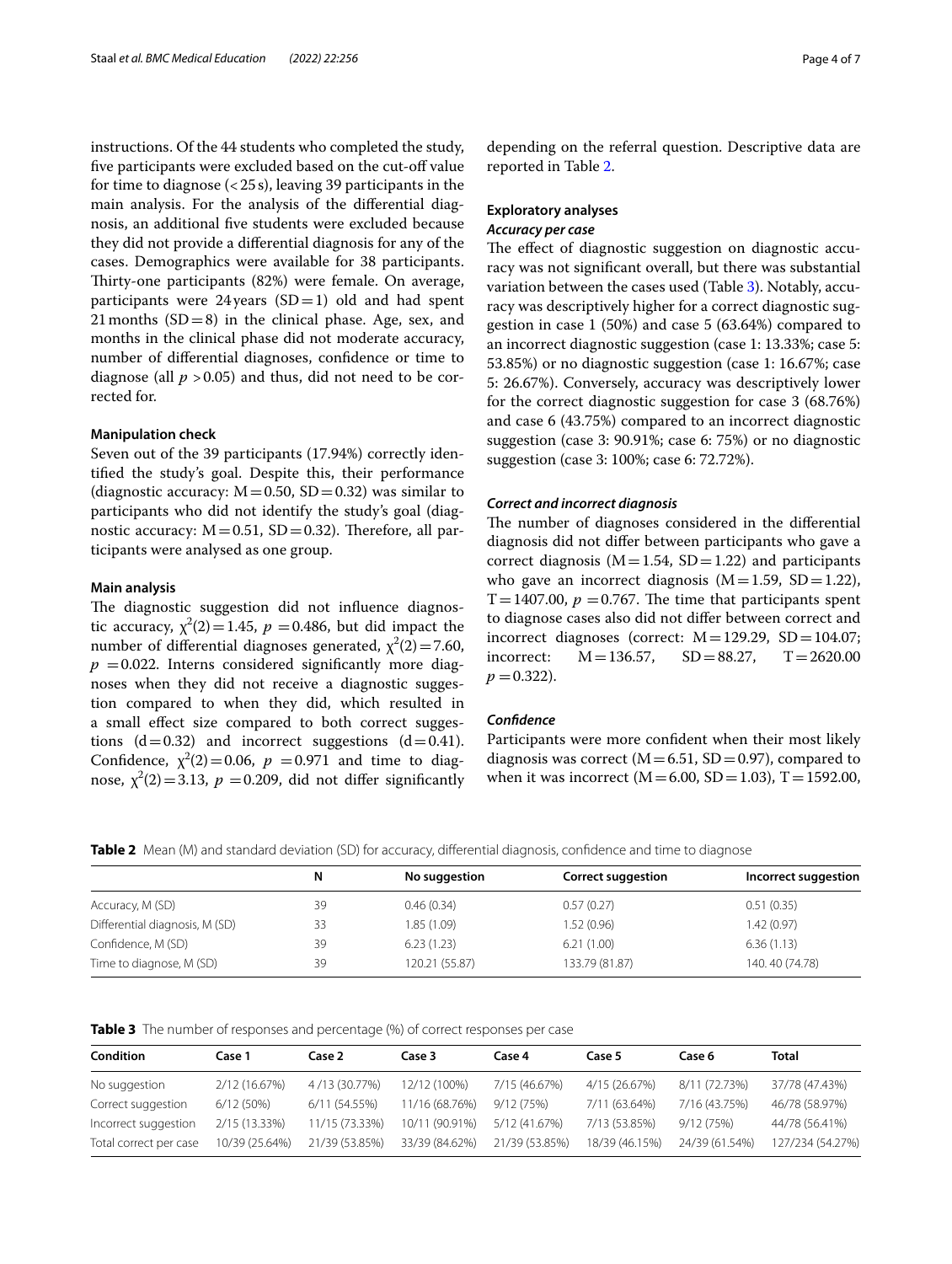instructions. Of the 44 students who completed the study, five participants were excluded based on the cut-off value for time to diagnose (< 25 s), leaving 39 participants in the main analysis. For the analysis of the differential diagnosis, an additional five students were excluded because they did not provide a differential diagnosis for any of the cases. Demographics were available for 38 participants. Thirty-one participants (82%) were female. On average, participants were 24 years (SD = 1) old and had spent 21 months (SD = 8) in the clinical phase. Age, sex, and months in the clinical phase did not moderate accuracy, number of differential diagnoses, confidence or time to diagnose (all $p > 0.05$) and thus, did not need to be corrected for.

### Manipulation check

Seven out of the 39 participants (17.94%) correctly identified the study's goal. Despite this, their performance (diagnostic accuracy: M = 0.50, SD = 0.32) was similar to participants who did not identify the study's goal (diagnostic accuracy: M = 0.51, SD = 0.32). Therefore, all participants were analysed as one group.

### Main analysis

The diagnostic suggestion did not influence diagnostic accuracy, $\chi^2(2) = 1.45$, $p = 0.486$, but did impact the number of differential diagnoses generated, $\chi^2(2) = 7.60$, $p = 0.022$. Interns considered significantly more diagnoses when they did not receive a diagnostic suggestion compared to when they did, which resulted in a small effect size compared to both correct suggestions ($d = 0.32$) and incorrect suggestions ($d = 0.41$). Confidence, $\chi^2(2) = 0.06$, $p = 0.971$ and time to diagnose, $\chi^2(2) = 3.13$, $p = 0.209$, did not differ significantly depending on the referral question. Descriptive data are reported in Table 2.

### Exploratory analyses

#### *Accuracy per case*

The effect of diagnostic suggestion on diagnostic accuracy was not significant overall, but there was substantial variation between the cases used (Table 3). Notably, accuracy was descriptively higher for a correct diagnostic suggestion in case 1 (50%) and case 5 (63.64%) compared to an incorrect diagnostic suggestion (case 1: 13.33%; case 5: 53.85%) or no diagnostic suggestion (case 1: 16.67%; case 5: 26.67%). Conversely, accuracy was descriptively lower for the correct diagnostic suggestion for case 3 (68.76%) and case 6 (43.75%) compared to an incorrect diagnostic suggestion (case 3: 90.91%; case 6: 75%) or no diagnostic suggestion (case 3: 100%; case 6: 72.72%).

#### *Correct and incorrect diagnosis*

The number of diagnoses considered in the differential diagnosis did not differ between participants who gave a correct diagnosis (M = 1.54, SD = 1.22) and participants who gave an incorrect diagnosis (M = 1.59, SD = 1.22), $T = 1407.00$, $p = 0.767$. The time that participants spent to diagnose cases also did not differ between correct and incorrect diagnoses (correct: M = 129.29, SD = 104.07; incorrect: M = 136.57, SD = 88.27, $T = 2620.00$ $p = 0.322$).

#### *Confidence*

Participants were more confident when their most likely diagnosis was correct (M = 6.51, SD = 0.97), compared to when it was incorrect (M = 6.00, SD = 1.03), $T = 1592.00$,

**Table 2** Mean (M) and standard deviation (SD) for accuracy, differential diagnosis, confidence and time to diagnose

| | N | No suggestion | Correct suggestion | Incorrect suggestion |
|---|---|---|---|---|
| Accuracy, M (SD) | 39 | 0.46 (0.34) | 0.57 (0.27) | 0.51 (0.35) |
| Differential diagnosis, M (SD) | 33 | 1.85 (1.09) | 1.52 (0.96) | 1.42 (0.97) |
| Confidence, M (SD) | 39 | 6.23 (1.23) | 6.21 (1.00) | 6.36 (1.13) |
| Time to diagnose, M (SD) | 39 | 120.21 (55.87) | 133.79 (81.87) | 140. 40 (74.78) |

**Table 3** The number of responses and percentage (%) of correct responses per case

| Condition | Case 1 | Case 2 | Case 3 | Case 4 | Case 5 | Case 6 | Total |
|---|---|---|---|---|---|---|---|
| No suggestion | 2/12 (16.67%) | 4 /13 (30.77%) | 12/12 (100%) | 7/15 (46.67%) | 4/15 (26.67%) | 8/11 (72.73%) | 37/78 (47.43%) |
| Correct suggestion | 6/12 (50%) | 6/11 (54.55%) | 11/16 (68.76%) | 9/12 (75%) | 7/11 (63.64%) | 7/16 (43.75%) | 46/78 (58.97%) |
| Incorrect suggestion | 2/15 (13.33%) | 11/15 (73.33%) | 10/11 (90.91%) | 5/12 (41.67%) | 7/13 (53.85%) | 9/12 (75%) | 44/78 (56.41%) |
| Total correct per case | 10/39 (25.64%) | 21/39 (53.85%) | 33/39 (84.62%) | 21/39 (53.85%) | 18/39 (46.15%) | 24/39 (61.54%) | 127/234 (54.27%) |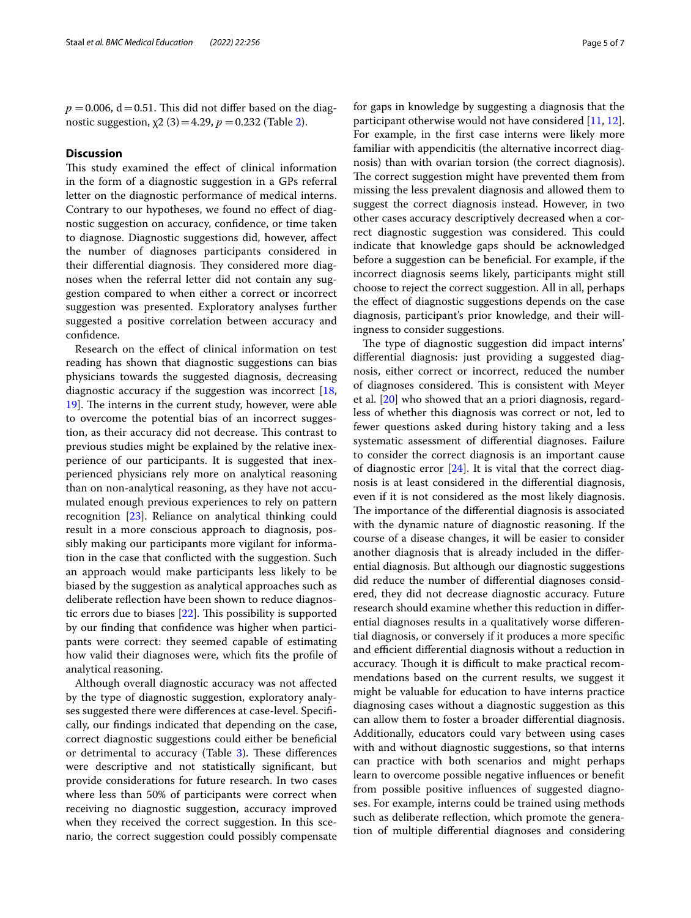$p = 0.006$, $d = 0.51$. This did not differ based on the diagnostic suggestion, $\chi 2\ (3) = 4.29$, $p = 0.232$ (Table 2).

## Discussion

This study examined the effect of clinical information in the form of a diagnostic suggestion in a GPs referral letter on the diagnostic performance of medical interns. Contrary to our hypotheses, we found no effect of diagnostic suggestion on accuracy, confidence, or time taken to diagnose. Diagnostic suggestions did, however, affect the number of diagnoses participants considered in their differential diagnosis. They considered more diagnoses when the referral letter did not contain any suggestion compared to when either a correct or incorrect suggestion was presented. Exploratory analyses further suggested a positive correlation between accuracy and confidence.

Research on the effect of clinical information on test reading has shown that diagnostic suggestions can bias physicians towards the suggested diagnosis, decreasing diagnostic accuracy if the suggestion was incorrect [18, 19]. The interns in the current study, however, were able to overcome the potential bias of an incorrect suggestion, as their accuracy did not decrease. This contrast to previous studies might be explained by the relative inexperience of our participants. It is suggested that inexperienced physicians rely more on analytical reasoning than on non-analytical reasoning, as they have not accumulated enough previous experiences to rely on pattern recognition [23]. Reliance on analytical thinking could result in a more conscious approach to diagnosis, possibly making our participants more vigilant for information in the case that conflicted with the suggestion. Such an approach would make participants less likely to be biased by the suggestion as analytical approaches such as deliberate reflection have been shown to reduce diagnostic errors due to biases [22]. This possibility is supported by our finding that confidence was higher when participants were correct: they seemed capable of estimating how valid their diagnoses were, which fits the profile of analytical reasoning.

Although overall diagnostic accuracy was not affected by the type of diagnostic suggestion, exploratory analyses suggested there were differences at case-level. Specifically, our findings indicated that depending on the case, correct diagnostic suggestions could either be beneficial or detrimental to accuracy (Table 3). These differences were descriptive and not statistically significant, but provide considerations for future research. In two cases where less than 50% of participants were correct when receiving no diagnostic suggestion, accuracy improved when they received the correct suggestion. In this scenario, the correct suggestion could possibly compensate for gaps in knowledge by suggesting a diagnosis that the participant otherwise would not have considered [11, 12]. For example, in the first case interns were likely more familiar with appendicitis (the alternative incorrect diagnosis) than with ovarian torsion (the correct diagnosis). The correct suggestion might have prevented them from missing the less prevalent diagnosis and allowed them to suggest the correct diagnosis instead. However, in two other cases accuracy descriptively decreased when a correct diagnostic suggestion was considered. This could indicate that knowledge gaps should be acknowledged before a suggestion can be beneficial. For example, if the incorrect diagnosis seems likely, participants might still choose to reject the correct suggestion. All in all, perhaps the effect of diagnostic suggestions depends on the case diagnosis, participant's prior knowledge, and their willingness to consider suggestions.

The type of diagnostic suggestion did impact interns' differential diagnosis: just providing a suggested diagnosis, either correct or incorrect, reduced the number of diagnoses considered. This is consistent with Meyer et al. [20] who showed that an a priori diagnosis, regardless of whether this diagnosis was correct or not, led to fewer questions asked during history taking and a less systematic assessment of differential diagnoses. Failure to consider the correct diagnosis is an important cause of diagnostic error [24]. It is vital that the correct diagnosis is at least considered in the differential diagnosis, even if it is not considered as the most likely diagnosis. The importance of the differential diagnosis is associated with the dynamic nature of diagnostic reasoning. If the course of a disease changes, it will be easier to consider another diagnosis that is already included in the differential diagnosis. But although our diagnostic suggestions did reduce the number of differential diagnoses considered, they did not decrease diagnostic accuracy. Future research should examine whether this reduction in differential diagnoses results in a qualitatively worse differential diagnosis, or conversely if it produces a more specific and efficient differential diagnosis without a reduction in accuracy. Though it is difficult to make practical recommendations based on the current results, we suggest it might be valuable for education to have interns practice diagnosing cases without a diagnostic suggestion as this can allow them to foster a broader differential diagnosis. Additionally, educators could vary between using cases with and without diagnostic suggestions, so that interns can practice with both scenarios and might perhaps learn to overcome possible negative influences or benefit from possible positive influences of suggested diagnoses. For example, interns could be trained using methods such as deliberate reflection, which promote the generation of multiple differential diagnoses and considering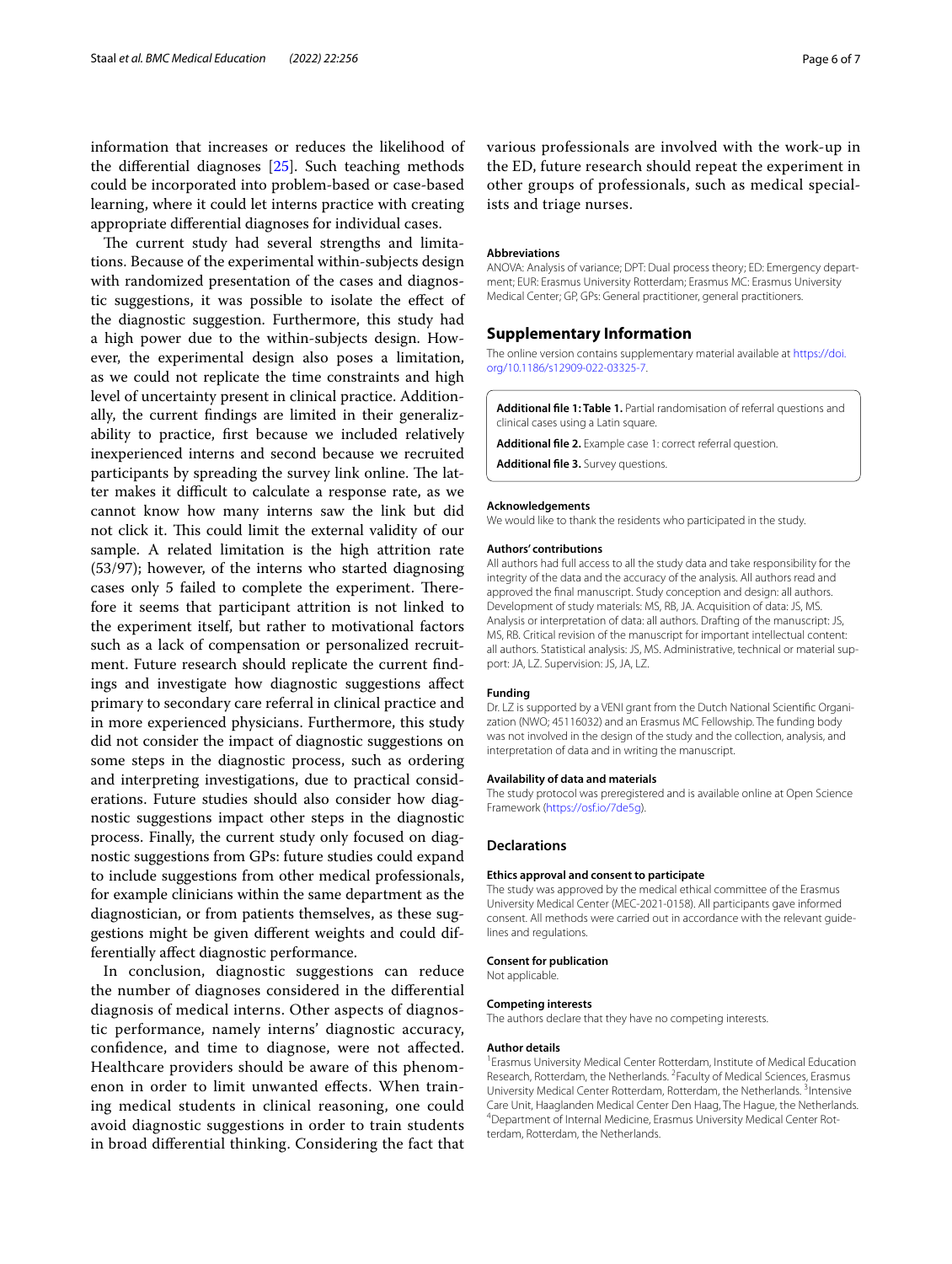information that increases or reduces the likelihood of the differential diagnoses [25]. Such teaching methods could be incorporated into problem-based or case-based learning, where it could let interns practice with creating appropriate differential diagnoses for individual cases.

The current study had several strengths and limitations. Because of the experimental within-subjects design with randomized presentation of the cases and diagnostic suggestions, it was possible to isolate the effect of the diagnostic suggestion. Furthermore, this study had a high power due to the within-subjects design. However, the experimental design also poses a limitation, as we could not replicate the time constraints and high level of uncertainty present in clinical practice. Additionally, the current findings are limited in their generalizability to practice, first because we included relatively inexperienced interns and second because we recruited participants by spreading the survey link online. The latter makes it difficult to calculate a response rate, as we cannot know how many interns saw the link but did not click it. This could limit the external validity of our sample. A related limitation is the high attrition rate (53/97); however, of the interns who started diagnosing cases only 5 failed to complete the experiment. Therefore it seems that participant attrition is not linked to the experiment itself, but rather to motivational factors such as a lack of compensation or personalized recruitment. Future research should replicate the current findings and investigate how diagnostic suggestions affect primary to secondary care referral in clinical practice and in more experienced physicians. Furthermore, this study did not consider the impact of diagnostic suggestions on some steps in the diagnostic process, such as ordering and interpreting investigations, due to practical considerations. Future studies should also consider how diagnostic suggestions impact other steps in the diagnostic process. Finally, the current study only focused on diagnostic suggestions from GPs: future studies could expand to include suggestions from other medical professionals, for example clinicians within the same department as the diagnostician, or from patients themselves, as these suggestions might be given different weights and could differentially affect diagnostic performance.

In conclusion, diagnostic suggestions can reduce the number of diagnoses considered in the differential diagnosis of medical interns. Other aspects of diagnostic performance, namely interns' diagnostic accuracy, confidence, and time to diagnose, were not affected. Healthcare providers should be aware of this phenomenon in order to limit unwanted effects. When training medical students in clinical reasoning, one could avoid diagnostic suggestions in order to train students in broad differential thinking. Considering the fact that various professionals are involved with the work-up in the ED, future research should repeat the experiment in other groups of professionals, such as medical specialists and triage nurses.

#### Abbreviations

ANOVA: Analysis of variance; DPT: Dual process theory; ED: Emergency department; EUR: Erasmus University Rotterdam; Erasmus MC: Erasmus University Medical Center; GP, GPs: General practitioner, general practitioners.

## Supplementary Information

The online version contains supplementary material available at https://doi.org/10.1186/s12909-022-03325-7.

**Additional file 1: Table 1.** Partial randomisation of referral questions and clinical cases using a Latin square.

**Additional file 2.** Example case 1: correct referral question.

**Additional file 3.** Survey questions.

#### Acknowledgements

We would like to thank the residents who participated in the study.

#### Authors' contributions

All authors had full access to all the study data and take responsibility for the integrity of the data and the accuracy of the analysis. All authors read and approved the final manuscript. Study conception and design: all authors. Development of study materials: MS, RB, JA. Acquisition of data: JS, MS. Analysis or interpretation of data: all authors. Drafting of the manuscript: JS, MS, RB. Critical revision of the manuscript for important intellectual content: all authors. Statistical analysis: JS, MS. Administrative, technical or material support: JA, LZ. Supervision: JS, JA, LZ.

#### Funding

Dr. LZ is supported by a VENI grant from the Dutch National Scientific Organization (NWO; 45116032) and an Erasmus MC Fellowship. The funding body was not involved in the design of the study and the collection, analysis, and interpretation of data and in writing the manuscript.

#### Availability of data and materials

The study protocol was preregistered and is available online at Open Science Framework (https://osf.io/7de5g).

### Declarations

#### Ethics approval and consent to participate

The study was approved by the medical ethical committee of the Erasmus University Medical Center (MEC-2021-0158). All participants gave informed consent. All methods were carried out in accordance with the relevant guidelines and regulations.

#### Consent for publication

Not applicable.

#### Competing interests

The authors declare that they have no competing interests.

#### Author details

[1] Erasmus University Medical Center Rotterdam, Institute of Medical Education Research, Rotterdam, the Netherlands. [2] Faculty of Medical Sciences, Erasmus University Medical Center Rotterdam, Rotterdam, the Netherlands. [3] Intensive Care Unit, Haaglanden Medical Center Den Haag, The Hague, the Netherlands. [4] Department of Internal Medicine, Erasmus University Medical Center Rotterdam, Rotterdam, the Netherlands.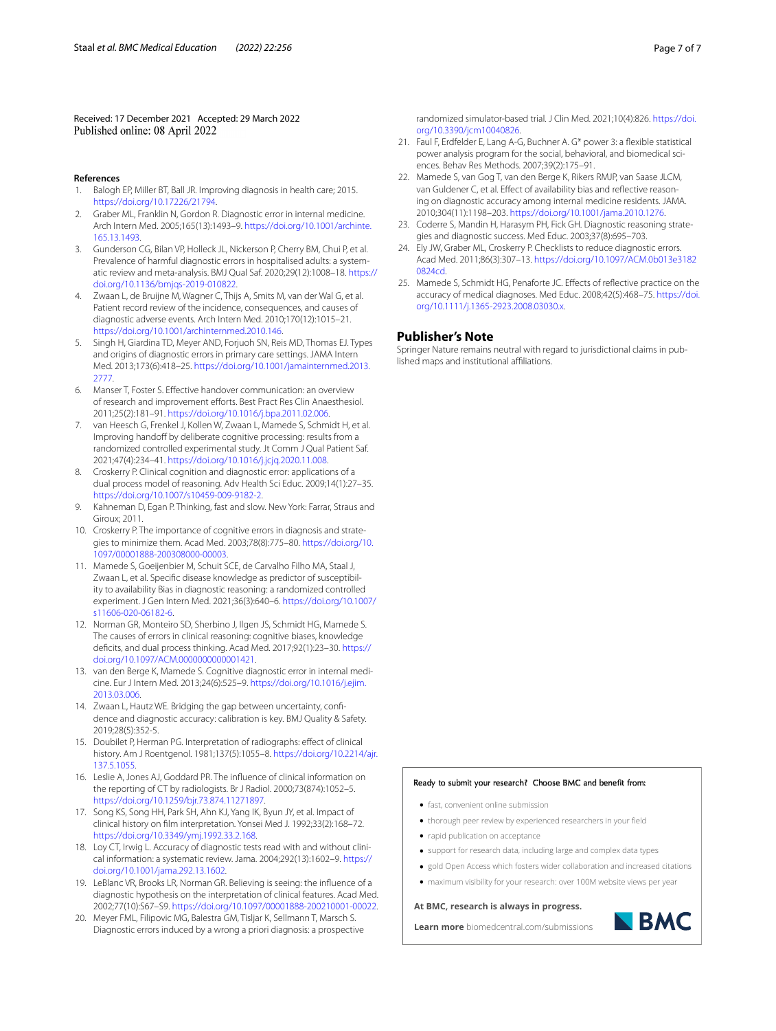Received: 17 December 2021 Accepted: 29 March 2022
Published online: 08 April 2022

#### References

1. Balogh EP, Miller BT, Ball JR. Improving diagnosis in health care; 2015. https://doi.org/10.17226/21794.
2. Graber ML, Franklin N, Gordon R. Diagnostic error in internal medicine. Arch Intern Med. 2005;165(13):1493–9. https://doi.org/10.1001/archinte.165.13.1493.
3. Gunderson CG, Bilan VP, Holleck JL, Nickerson P, Cherry BM, Chui P, et al. Prevalence of harmful diagnostic errors in hospitalised adults: a systematic review and meta-analysis. BMJ Qual Saf. 2020;29(12):1008–18. https://doi.org/10.1136/bmjqs-2019-010822.
4. Zwaan L, de Bruijne M, Wagner C, Thijs A, Smits M, van der Wal G, et al. Patient record review of the incidence, consequences, and causes of diagnostic adverse events. Arch Intern Med. 2010;170(12):1015–21. https://doi.org/10.1001/archinternmed.2010.146.
5. Singh H, Giardina TD, Meyer AND, Forjuoh SN, Reis MD, Thomas EJ. Types and origins of diagnostic errors in primary care settings. JAMA Intern Med. 2013;173(6):418–25. https://doi.org/10.1001/jamainternmed.2013.2777.
6. Manser T, Foster S. Effective handover communication: an overview of research and improvement efforts. Best Pract Res Clin Anaesthesiol. 2011;25(2):181–91. https://doi.org/10.1016/j.bpa.2011.02.006.
7. van Heesch G, Frenkel J, Kollen W, Zwaan L, Mamede S, Schmidt H, et al. Improving handoff by deliberate cognitive processing: results from a randomized controlled experimental study. Jt Comm J Qual Patient Saf. 2021;47(4):234–41. https://doi.org/10.1016/j.jcjq.2020.11.008.
8. Croskerry P. Clinical cognition and diagnostic error: applications of a dual process model of reasoning. Adv Health Sci Educ. 2009;14(1):27–35. https://doi.org/10.1007/s10459-009-9182-2.
9. Kahneman D, Egan P. Thinking, fast and slow. New York: Farrar, Straus and Giroux; 2011.
10. Croskerry P. The importance of cognitive errors in diagnosis and strategies to minimize them. Acad Med. 2003;78(8):775–80. https://doi.org/10.1097/00001888-200308000-00003.
11. Mamede S, Goeijenbier M, Schuit SCE, de Carvalho Filho MA, Staal J, Zwaan L, et al. Specific disease knowledge as predictor of susceptibility to availability Bias in diagnostic reasoning: a randomized controlled experiment. J Gen Intern Med. 2021;36(3):640–6. https://doi.org/10.1007/s11606-020-06182-6.
12. Norman GR, Monteiro SD, Sherbino J, Ilgen JS, Schmidt HG, Mamede S. The causes of errors in clinical reasoning: cognitive biases, knowledge deficits, and dual process thinking. Acad Med. 2017;92(1):23–30. https://doi.org/10.1097/ACM.0000000000001421.
13. van den Berge K, Mamede S. Cognitive diagnostic error in internal medicine. Eur J Intern Med. 2013;24(6):525–9. https://doi.org/10.1016/j.ejim.2013.03.006.
14. Zwaan L, Hautz WE. Bridging the gap between uncertainty, confidence and diagnostic accuracy: calibration is key. BMJ Quality & Safety. 2019;28(5):352-5.
15. Doubilet P, Herman PG. Interpretation of radiographs: effect of clinical history. Am J Roentgenol. 1981;137(5):1055–8. https://doi.org/10.2214/ajr.137.5.1055.
16. Leslie A, Jones AJ, Goddard PR. The influence of clinical information on the reporting of CT by radiologists. Br J Radiol. 2000;73(874):1052–5. https://doi.org/10.1259/bjr.73.874.11271897.
17. Song KS, Song HH, Park SH, Ahn KJ, Yang IK, Byun JY, et al. Impact of clinical history on film interpretation. Yonsei Med J. 1992;33(2):168–72. https://doi.org/10.3349/ymj.1992.33.2.168.
18. Loy CT, Irwig L. Accuracy of diagnostic tests read with and without clinical information: a systematic review. Jama. 2004;292(13):1602–9. https://doi.org/10.1001/jama.292.13.1602.
19. LeBlanc VR, Brooks LR, Norman GR. Believing is seeing: the influence of a diagnostic hypothesis on the interpretation of clinical features. Acad Med. 2002;77(10):S67–S9. https://doi.org/10.1097/00001888-200210001-00022.
20. Meyer FML, Filipovic MG, Balestra GM, Tisljar K, Sellmann T, Marsch S. Diagnostic errors induced by a wrong a priori diagnosis: a prospective randomized simulator-based trial. J Clin Med. 2021;10(4):826. https://doi.org/10.3390/jcm10040826.
21. Faul F, Erdfelder E, Lang A-G, Buchner A. G* power 3: a flexible statistical power analysis program for the social, behavioral, and biomedical sciences. Behav Res Methods. 2007;39(2):175–91.
22. Mamede S, van Gog T, van den Berge K, Rikers RMJP, van Saase JLCM, van Guldener C, et al. Effect of availability bias and reflective reasoning on diagnostic accuracy among internal medicine residents. JAMA. 2010;304(11):1198–203. https://doi.org/10.1001/jama.2010.1276.
23. Coderre S, Mandin H, Harasym PH, Fick GH. Diagnostic reasoning strategies and diagnostic success. Med Educ. 2003;37(8):695–703.
24. Ely JW, Graber ML, Croskerry P. Checklists to reduce diagnostic errors. Acad Med. 2011;86(3):307–13. https://doi.org/10.1097/ACM.0b013e31820824cd.
25. Mamede S, Schmidt HG, Penaforte JC. Effects of reflective practice on the accuracy of medical diagnoses. Med Educ. 2008;42(5):468–75. https://doi.org/10.1111/j.1365-2923.2008.03030.x.

## Publisher's Note

Springer Nature remains neutral with regard to jurisdictional claims in published maps and institutional affiliations.

Ready to submit your research? Choose BMC and benefit from:

- fast, convenient online submission
- thorough peer review by experienced researchers in your field
- rapid publication on acceptance
- support for research data, including large and complex data types
- gold Open Access which fosters wider collaboration and increased citations
- maximum visibility for your research: over 100M website views per year

**At BMC, research is always in progress.**

**Learn more** biomedcentral.com/submissions

BMC